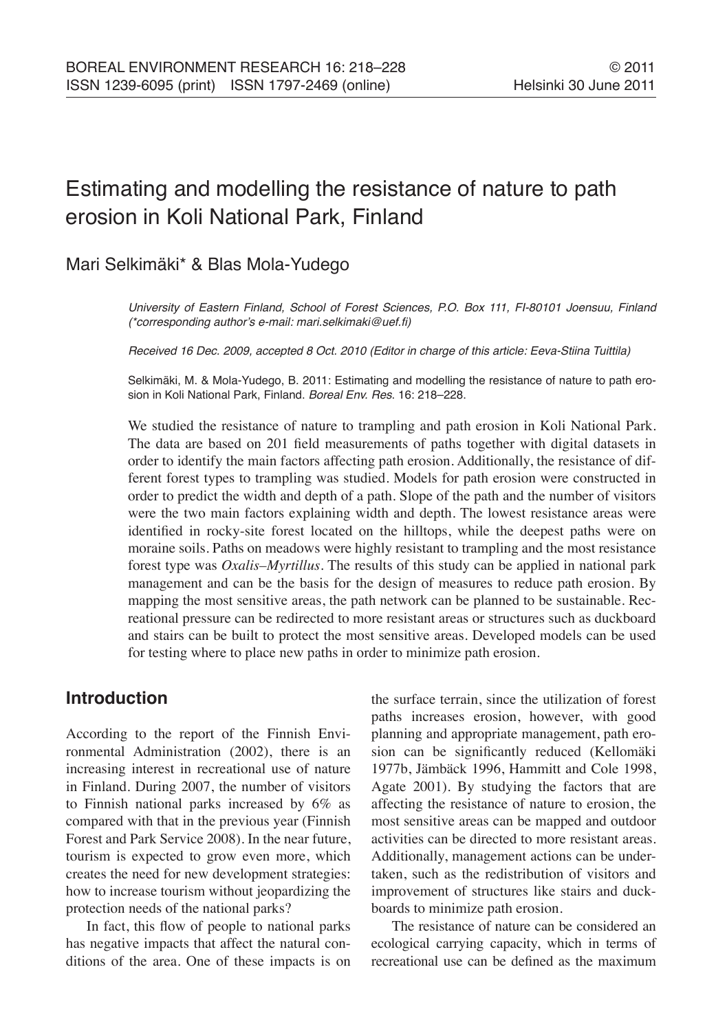# Estimating and modelling the resistance of nature to path erosion in Koli National Park, Finland

Mari Selkimäki* & Blas Mola-Yudego

*University of Eastern Finland, School of Forest Sciences, P.O. Box 111, FI-80101 Joensuu, Finland (*corresponding author's e-mail: mari.selkimaki@uef.fi)*

*Received 16 Dec. 2009, accepted 8 Oct. 2010 (Editor in charge of this article: Eeva-Stiina Tuittila)*

Selkimäki, M. & Mola-Yudego, B. 2011: Estimating and modelling the resistance of nature to path erosion in Koli National Park, Finland. *Boreal Env. Res.* 16: 218–228.

We studied the resistance of nature to trampling and path erosion in Koli National Park. The data are based on 201 field measurements of paths together with digital datasets in order to identify the main factors affecting path erosion. Additionally, the resistance of different forest types to trampling was studied. Models for path erosion were constructed in order to predict the width and depth of a path. Slope of the path and the number of visitors were the two main factors explaining width and depth. The lowest resistance areas were identified in rocky-site forest located on the hilltops, while the deepest paths were on moraine soils. Paths on meadows were highly resistant to trampling and the most resistance forest type was *Oxalis–Myrtillus*. The results of this study can be applied in national park management and can be the basis for the design of measures to reduce path erosion. By mapping the most sensitive areas, the path network can be planned to be sustainable. Recreational pressure can be redirected to more resistant areas or structures such as duckboard and stairs can be built to protect the most sensitive areas. Developed models can be used for testing where to place new paths in order to minimize path erosion.

## Introduction

According to the report of the Finnish Environmental Administration (2002), there is an increasing interest in recreational use of nature in Finland. During 2007, the number of visitors to Finnish national parks increased by 6% as compared with that in the previous year (Finnish Forest and Park Service 2008). In the near future, tourism is expected to grow even more, which creates the need for new development strategies: how to increase tourism without jeopardizing the protection needs of the national parks?

In fact, this flow of people to national parks has negative impacts that affect the natural conditions of the area. One of these impacts is on the surface terrain, since the utilization of forest paths increases erosion, however, with good planning and appropriate management, path erosion can be significantly reduced (Kellomäki 1977b, Jämbäck 1996, Hammitt and Cole 1998, Agate 2001). By studying the factors that are affecting the resistance of nature to erosion, the most sensitive areas can be mapped and outdoor activities can be directed to more resistant areas. Additionally, management actions can be undertaken, such as the redistribution of visitors and improvement of structures like stairs and duckboards to minimize path erosion.

The resistance of nature can be considered an ecological carrying capacity, which in terms of recreational use can be defined as the maximum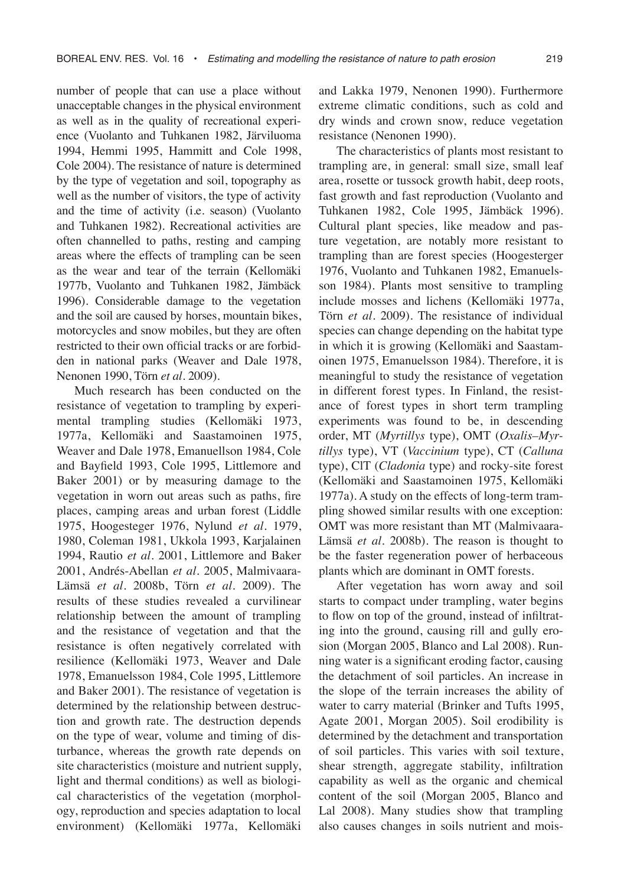number of people that can use a place without unacceptable changes in the physical environment as well as in the quality of recreational experience (Vuolanto and Tuhkanen 1982, Järviluoma 1994, Hemmi 1995, Hammitt and Cole 1998, Cole 2004). The resistance of nature is determined by the type of vegetation and soil, topography as well as the number of visitors, the type of activity and the time of activity (i.e. season) (Vuolanto and Tuhkanen 1982). Recreational activities are often channelled to paths, resting and camping areas where the effects of trampling can be seen as the wear and tear of the terrain (Kellomäki 1977b, Vuolanto and Tuhkanen 1982, Jämbäck 1996). Considerable damage to the vegetation and the soil are caused by horses, mountain bikes, motorcycles and snow mobiles, but they are often restricted to their own official tracks or are forbidden in national parks (Weaver and Dale 1978, Nenonen 1990, Törn *et al*. 2009).

Much research has been conducted on the resistance of vegetation to trampling by experimental trampling studies (Kellomäki 1973, 1977a, Kellomäki and Saastamoinen 1975, Weaver and Dale 1978, Emanuellson 1984, Cole and Bayfield 1993, Cole 1995, Littlemore and Baker 2001) or by measuring damage to the vegetation in worn out areas such as paths, fire places, camping areas and urban forest (Liddle 1975, Hoogesteger 1976, Nylund *et al*. 1979, 1980, Coleman 1981, Ukkola 1993, Karjalainen 1994, Rautio *et al*. 2001, Littlemore and Baker 2001, Andrés-Abellan *et al*. 2005, Malmivaara-Lämsä *et al*. 2008b, Törn *et al*. 2009). The results of these studies revealed a curvilinear relationship between the amount of trampling and the resistance of vegetation and that the resistance is often negatively correlated with resilience (Kellomäki 1973, Weaver and Dale 1978, Emanuelsson 1984, Cole 1995, Littlemore and Baker 2001). The resistance of vegetation is determined by the relationship between destruction and growth rate. The destruction depends on the type of wear, volume and timing of disturbance, whereas the growth rate depends on site characteristics (moisture and nutrient supply, light and thermal conditions) as well as biological characteristics of the vegetation (morphology, reproduction and species adaptation to local environment) (Kellomäki 1977a, Kellomäki and Lakka 1979, Nenonen 1990). Furthermore extreme climatic conditions, such as cold and dry winds and crown snow, reduce vegetation resistance (Nenonen 1990).

The characteristics of plants most resistant to trampling are, in general: small size, small leaf area, rosette or tussock growth habit, deep roots, fast growth and fast reproduction (Vuolanto and Tuhkanen 1982, Cole 1995, Jämbäck 1996). Cultural plant species, like meadow and pasture vegetation, are notably more resistant to trampling than are forest species (Hoogesterger 1976, Vuolanto and Tuhkanen 1982, Emanuelsson 1984). Plants most sensitive to trampling include mosses and lichens (Kellomäki 1977a, Törn *et al*. 2009). The resistance of individual species can change depending on the habitat type in which it is growing (Kellomäki and Saastamoinen 1975, Emanuelsson 1984). Therefore, it is meaningful to study the resistance of vegetation in different forest types. In Finland, the resistance of forest types in short term trampling experiments was found to be, in descending order, MT (*Myrtillys* type), OMT (*Oxalis–Myrtillys* type), VT (*Vaccinium* type), CT (*Calluna* type), ClT (*Cladonia* type) and rocky-site forest (Kellomäki and Saastamoinen 1975, Kellomäki 1977a). A study on the effects of long-term trampling showed similar results with one exception: OMT was more resistant than MT (Malmivaara-Lämsä *et al*. 2008b). The reason is thought to be the faster regeneration power of herbaceous plants which are dominant in OMT forests.

After vegetation has worn away and soil starts to compact under trampling, water begins to flow on top of the ground, instead of infiltrating into the ground, causing rill and gully erosion (Morgan 2005, Blanco and Lal 2008). Running water is a significant eroding factor, causing the detachment of soil particles. An increase in the slope of the terrain increases the ability of water to carry material (Brinker and Tufts 1995, Agate 2001, Morgan 2005). Soil erodibility is determined by the detachment and transportation of soil particles. This varies with soil texture, shear strength, aggregate stability, infiltration capability as well as the organic and chemical content of the soil (Morgan 2005, Blanco and Lal 2008). Many studies show that trampling also causes changes in soils nutrient and mois-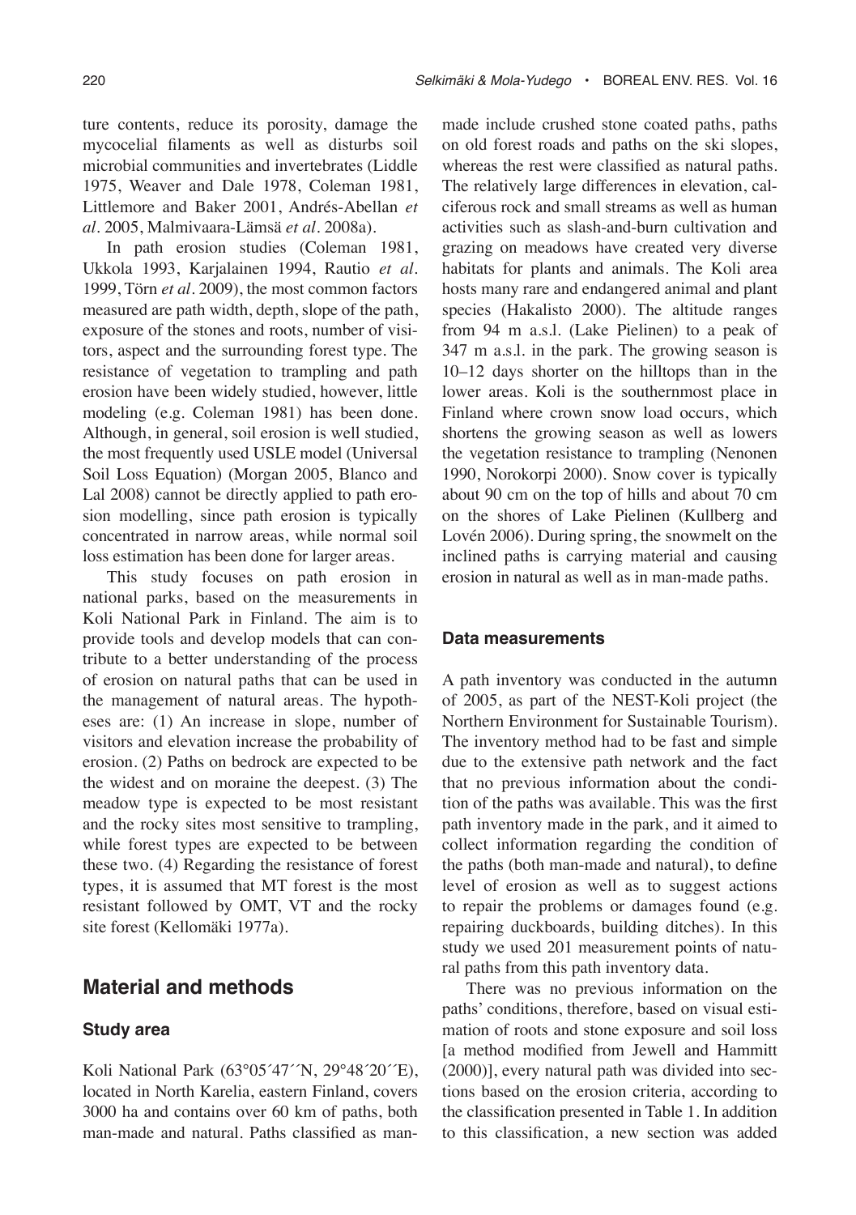ture contents, reduce its porosity, damage the mycocelial filaments as well as disturbs soil microbial communities and invertebrates (Liddle 1975, Weaver and Dale 1978, Coleman 1981, Littlemore and Baker 2001, Andrés-Abellan *et al*. 2005, Malmivaara-Lämsä *et al*. 2008a).

In path erosion studies (Coleman 1981, Ukkola 1993, Karjalainen 1994, Rautio *et al*. 1999, Törn *et al*. 2009), the most common factors measured are path width, depth, slope of the path, exposure of the stones and roots, number of visitors, aspect and the surrounding forest type. The resistance of vegetation to trampling and path erosion have been widely studied, however, little modeling (e.g. Coleman 1981) has been done. Although, in general, soil erosion is well studied, the most frequently used USLE model (Universal Soil Loss Equation) (Morgan 2005, Blanco and Lal 2008) cannot be directly applied to path erosion modelling, since path erosion is typically concentrated in narrow areas, while normal soil loss estimation has been done for larger areas.

This study focuses on path erosion in national parks, based on the measurements in Koli National Park in Finland. The aim is to provide tools and develop models that can contribute to a better understanding of the process of erosion on natural paths that can be used in the management of natural areas. The hypotheses are: (1) An increase in slope, number of visitors and elevation increase the probability of erosion. (2) Paths on bedrock are expected to be the widest and on moraine the deepest. (3) The meadow type is expected to be most resistant and the rocky sites most sensitive to trampling, while forest types are expected to be between these two. (4) Regarding the resistance of forest types, it is assumed that MT forest is the most resistant followed by OMT, VT and the rocky site forest (Kellomäki 1977a).

## Material and methods

### Study area

Koli National Park (63°05´47´´N, 29°48´20´´E), located in North Karelia, eastern Finland, covers 3000 ha and contains over 60 km of paths, both man-made and natural. Paths classified as man-made include crushed stone coated paths, paths on old forest roads and paths on the ski slopes, whereas the rest were classified as natural paths. The relatively large differences in elevation, calciferous rock and small streams as well as human activities such as slash-and-burn cultivation and grazing on meadows have created very diverse habitats for plants and animals. The Koli area hosts many rare and endangered animal and plant species (Hakalisto 2000). The altitude ranges from 94 m a.s.l. (Lake Pielinen) to a peak of 347 m a.s.l. in the park. The growing season is 10–12 days shorter on the hilltops than in the lower areas. Koli is the southernmost place in Finland where crown snow load occurs, which shortens the growing season as well as lowers the vegetation resistance to trampling (Nenonen 1990, Norokorpi 2000). Snow cover is typically about 90 cm on the top of hills and about 70 cm on the shores of Lake Pielinen (Kullberg and Lovén 2006). During spring, the snowmelt on the inclined paths is carrying material and causing erosion in natural as well as in man-made paths.

### Data measurements

A path inventory was conducted in the autumn of 2005, as part of the NEST-Koli project (the Northern Environment for Sustainable Tourism). The inventory method had to be fast and simple due to the extensive path network and the fact that no previous information about the condition of the paths was available. This was the first path inventory made in the park, and it aimed to collect information regarding the condition of the paths (both man-made and natural), to define level of erosion as well as to suggest actions to repair the problems or damages found (e.g. repairing duckboards, building ditches). In this study we used 201 measurement points of natural paths from this path inventory data.

There was no previous information on the paths' conditions, therefore, based on visual estimation of roots and stone exposure and soil loss [a method modified from Jewell and Hammitt (2000)], every natural path was divided into sections based on the erosion criteria, according to the classification presented in Table 1. In addition to this classification, a new section was added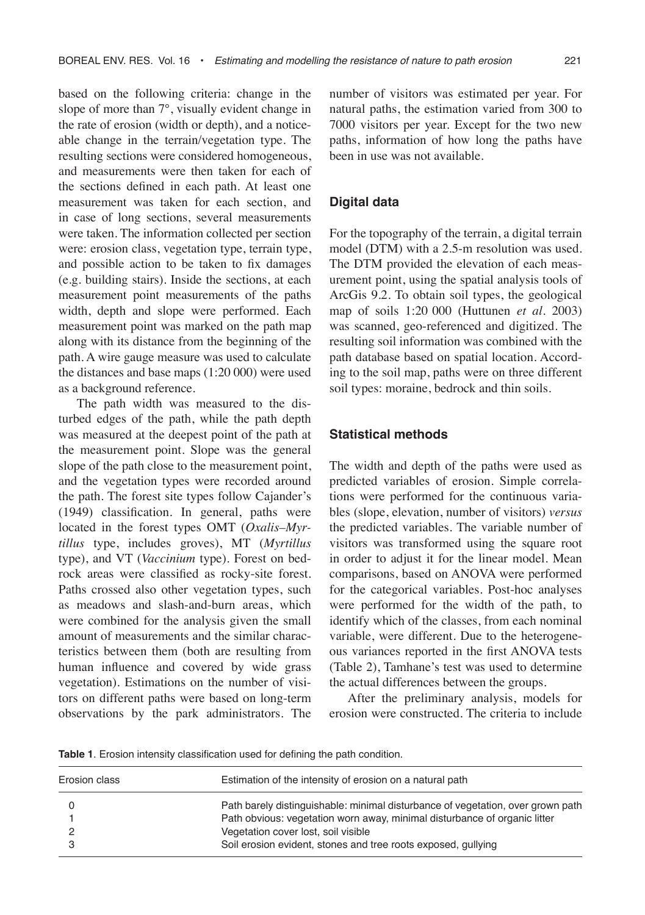based on the following criteria: change in the slope of more than 7°, visually evident change in the rate of erosion (width or depth), and a noticeable change in the terrain/vegetation type. The resulting sections were considered homogeneous, and measurements were then taken for each of the sections defined in each path. At least one measurement was taken for each section, and in case of long sections, several measurements were taken. The information collected per section were: erosion class, vegetation type, terrain type, and possible action to be taken to fix damages (e.g. building stairs). Inside the sections, at each measurement point measurements of the paths width, depth and slope were performed. Each measurement point was marked on the path map along with its distance from the beginning of the path. A wire gauge measure was used to calculate the distances and base maps (1:20 000) were used as a background reference.

The path width was measured to the disturbed edges of the path, while the path depth was measured at the deepest point of the path at the measurement point. Slope was the general slope of the path close to the measurement point, and the vegetation types were recorded around the path. The forest site types follow Cajander's (1949) classification. In general, paths were located in the forest types OMT (*Oxalis–Myrtillus* type, includes groves), MT (*Myrtillus* type), and VT (*Vaccinium* type). Forest on bedrock areas were classified as rocky-site forest. Paths crossed also other vegetation types, such as meadows and slash-and-burn areas, which were combined for the analysis given the small amount of measurements and the similar characteristics between them (both are resulting from human influence and covered by wide grass vegetation). Estimations on the number of visitors on different paths were based on long-term observations by the park administrators. The number of visitors was estimated per year. For natural paths, the estimation varied from 300 to 7000 visitors per year. Except for the two new paths, information of how long the paths have been in use was not available.

### Digital data

For the topography of the terrain, a digital terrain model (DTM) with a 2.5-m resolution was used. The DTM provided the elevation of each measurement point, using the spatial analysis tools of ArcGis 9.2. To obtain soil types, the geological map of soils 1:20 000 (Huttunen *et al.* 2003) was scanned, geo-referenced and digitized. The resulting soil information was combined with the path database based on spatial location. According to the soil map, paths were on three different soil types: moraine, bedrock and thin soils.

### Statistical methods

The width and depth of the paths were used as predicted variables of erosion. Simple correlations were performed for the continuous variables (slope, elevation, number of visitors) *versus* the predicted variables. The variable number of visitors was transformed using the square root in order to adjust it for the linear model. Mean comparisons, based on ANOVA were performed for the categorical variables. Post-hoc analyses were performed for the width of the path, to identify which of the classes, from each nominal variable, were different. Due to the heterogeneous variances reported in the first ANOVA tests (Table 2), Tamhane's test was used to determine the actual differences between the groups.

After the preliminary analysis, models for erosion were constructed. The criteria to include

**Table 1**. Erosion intensity classification used for defining the path condition.

| Erosion class | Estimation of the intensity of erosion on a natural path |
|---|---|
| 0 | Path barely distinguishable: minimal disturbance of vegetation, over grown path |
| 1 | Path obvious: vegetation worn away, minimal disturbance of organic litter |
| 2 | Vegetation cover lost, soil visible |
| 3 | Soil erosion evident, stones and tree roots exposed, gullying |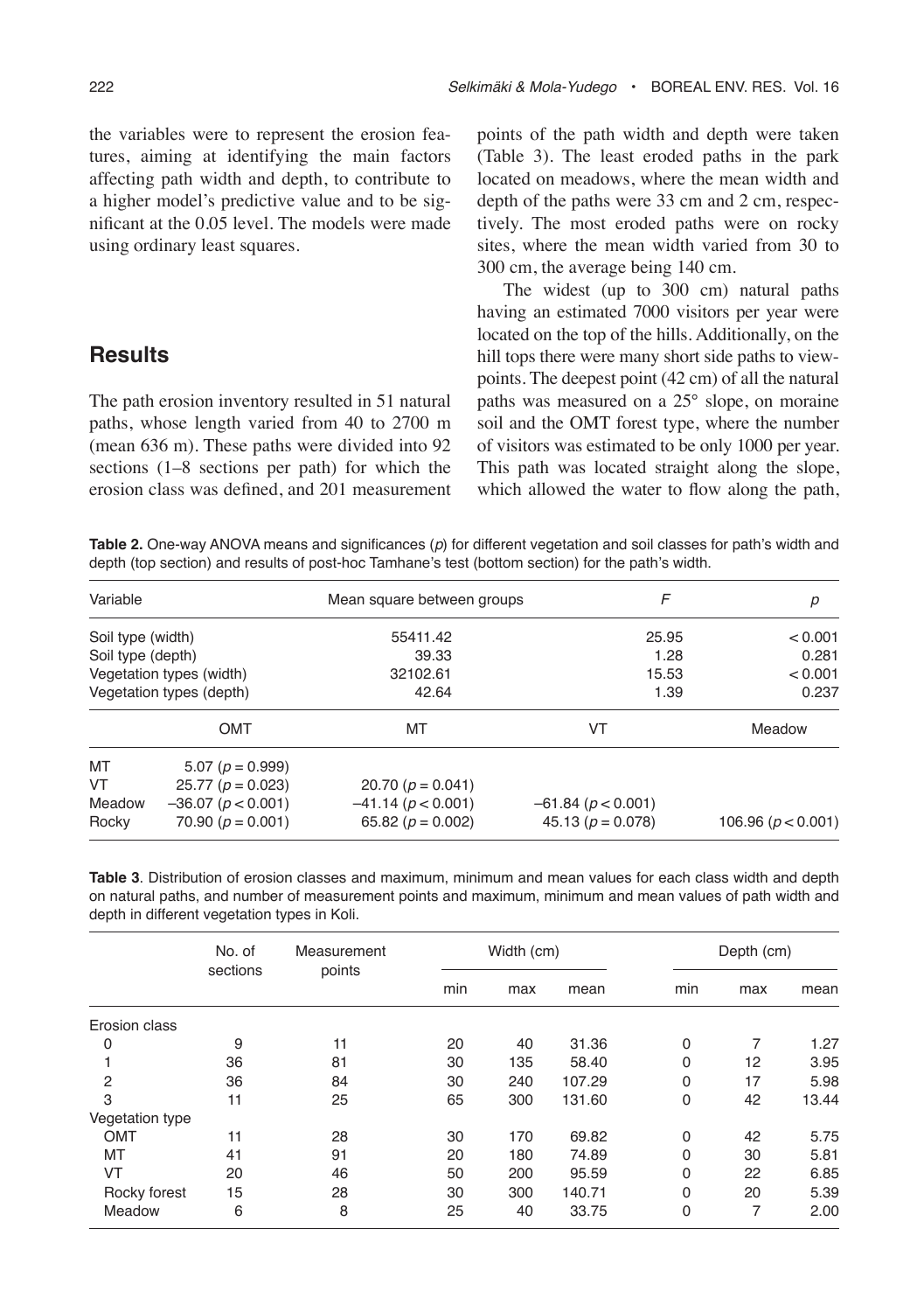the variables were to represent the erosion features, aiming at identifying the main factors affecting path width and depth, to contribute to a higher model's predictive value and to be significant at the 0.05 level. The models were made using ordinary least squares.

## Results

The path erosion inventory resulted in 51 natural paths, whose length varied from 40 to 2700 m (mean 636 m). These paths were divided into 92 sections (1–8 sections per path) for which the erosion class was defined, and 201 measurement points of the path width and depth were taken (Table 3). The least eroded paths in the park located on meadows, where the mean width and depth of the paths were 33 cm and 2 cm, respectively. The most eroded paths were on rocky sites, where the mean width varied from 30 to 300 cm, the average being 140 cm.

The widest (up to 300 cm) natural paths having an estimated 7000 visitors per year were located on the top of the hills. Additionally, on the hill tops there were many short side paths to viewpoints. The deepest point (42 cm) of all the natural paths was measured on a 25° slope, on moraine soil and the OMT forest type, where the number of visitors was estimated to be only 1000 per year. This path was located straight along the slope, which allowed the water to flow along the path,

**Table 2.** One-way ANOVA means and significances (*p*) for different vegetation and soil classes for path's width and depth (top section) and results of post-hoc Tamhane's test (bottom section) for the path's width.

| Variable | Mean square between groups | *F* | *p* |
|---|---|---|---|
| Soil type (width) | 55411.42 | 25.95 | < 0.001 |
| Soil type (depth) | 39.33 | 1.28 | 0.281 |
| Vegetation types (width) | 32102.61 | 15.53 | < 0.001 |
| Vegetation types (depth) | 42.64 | 1.39 | 0.237 |

| | OMT | MT | VT | Meadow |
|---|---|---|---|---|
| MT | 5.07 ($p = 0.999$) | | | |
| VT | 25.77 ($p = 0.023$) | 20.70 ($p = 0.041$) | | |
| Meadow | –36.07 ($p < 0.001$) | –41.14 ($p < 0.001$) | –61.84 ($p < 0.001$) | |
| Rocky | 70.90 ($p = 0.001$) | 65.82 ($p = 0.002$) | 45.13 ($p = 0.078$) | 106.96 ($p < 0.001$) |

**Table 3**. Distribution of erosion classes and maximum, minimum and mean values for each class width and depth on natural paths, and number of measurement points and maximum, minimum and mean values of path width and depth in different vegetation types in Koli.

| | No. of sections | Measurement points | Width (cm) | | | Depth (cm) | | |
|---|---|---|---|---|---|---|---|---|
| | | | min | max | mean | min | max | mean |
| Erosion class | | | | | | | | |
| 0 | 9 | 11 | 20 | 40 | 31.36 | 0 | 7 | 1.27 |
| 1 | 36 | 81 | 30 | 135 | 58.40 | 0 | 12 | 3.95 |
| 2 | 36 | 84 | 30 | 240 | 107.29 | 0 | 17 | 5.98 |
| 3 | 11 | 25 | 65 | 300 | 131.60 | 0 | 42 | 13.44 |
| Vegetation type | | | | | | | | |
| OMT | 11 | 28 | 30 | 170 | 69.82 | 0 | 42 | 5.75 |
| MT | 41 | 91 | 20 | 180 | 74.89 | 0 | 30 | 5.81 |
| VT | 20 | 46 | 50 | 200 | 95.59 | 0 | 22 | 6.85 |
| Rocky forest | 15 | 28 | 30 | 300 | 140.71 | 0 | 20 | 5.39 |
| Meadow | 6 | 8 | 25 | 40 | 33.75 | 0 | 7 | 2.00 |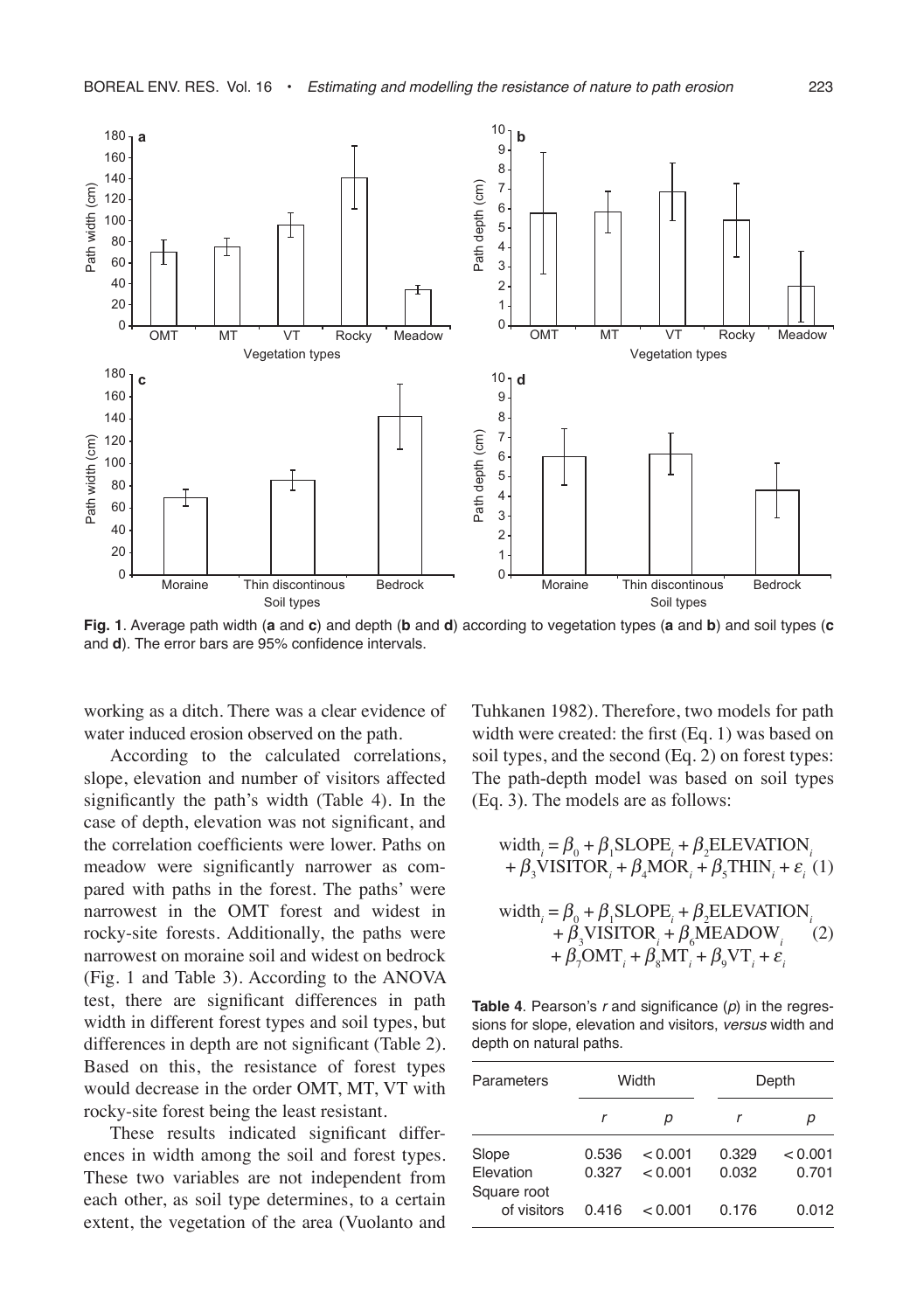Fig. 1. Average path width (**a** and **c**) and depth (**b** and **d**) according to vegetation types (**a** and **b**) and soil types (**c** and **d**). The error bars are 95% confidence intervals.

working as a ditch. There was a clear evidence of water induced erosion observed on the path.

According to the calculated correlations, slope, elevation and number of visitors affected significantly the path's width (Table 4). In the case of depth, elevation was not significant, and the correlation coefficients were lower. Paths on meadow were significantly narrower as compared with paths in the forest. The paths' were narrowest in the OMT forest and widest in rocky-site forests. Additionally, the paths were narrowest on moraine soil and widest on bedrock (Fig. 1 and Table 3). According to the ANOVA test, there are significant differences in path width in different forest types and soil types, but differences in depth are not significant (Table 2). Based on this, the resistance of forest types would decrease in the order OMT, MT, VT with rocky-site forest being the least resistant.

These results indicated significant differences in width among the soil and forest types. These two variables are not independent from each other, as soil type determines, to a certain extent, the vegetation of the area (Vuolanto and Tuhkanen 1982). Therefore, two models for path width were created: the first (Eq. 1) was based on soil types, and the second (Eq. 2) on forest types: The path-depth model was based on soil types (Eq. 3). The models are as follows:

$$\text{width}_i = \beta_0 + \beta_1\text{SLOPE}_i + \beta_2\text{ELEVATION}_i + \beta_3\text{VISITOR}_i + \beta_4\text{MOR}_i + \beta_5\text{THIN}_i + \varepsilon_i \quad (1)$$

$$\text{width}_i = \beta_0 + \beta_1\text{SLOPE}_i + \beta_2\text{ELEVATION}_i + \beta_3\text{VISITOR}_i + \beta_6\text{MEADOW}_i + \beta_7\text{OMT}_i + \beta_8\text{MT}_i + \beta_9\text{VT}_i + \varepsilon_i \quad (2)$$

**Table 4**. Pearson's $r$ and significance ($p$) in the regressions for slope, elevation and visitors, *versus* width and depth on natural paths.

| Parameters | Width | | Depth | |
|---|---|---|---|---|
| | $r$ | $p$ | $r$ | $p$ |
| Slope | 0.536 | < 0.001 | 0.329 | < 0.001 |
| Elevation | 0.327 | < 0.001 | 0.032 | 0.701 |
| Square root of visitors | 0.416 | < 0.001 | 0.176 | 0.012 |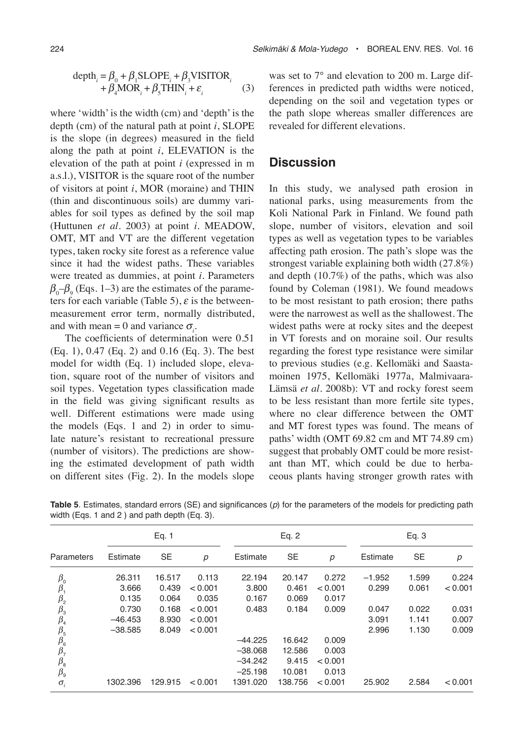$$\text{depth}_i = \beta_0 + \beta_1\text{SLOPE}_i + \beta_3\text{VISITOR}_i + \beta_4\text{MOR}_i + \beta_5\text{THIN}_i + \varepsilon_i \quad (3)$$

where 'width' is the width (cm) and 'depth' is the depth (cm) of the natural path at point $i$, SLOPE is the slope (in degrees) measured in the field along the path at point $i$, ELEVATION is the elevation of the path at point $i$ (expressed in m a.s.l.), VISITOR is the square root of the number of visitors at point $i$, MOR (moraine) and THIN (thin and discontinuous soils) are dummy variables for soil types as defined by the soil map (Huttunen *et al*. 2003) at point $i$. MEADOW, OMT, MT and VT are the different vegetation types, taken rocky site forest as a reference value since it had the widest paths. These variables were treated as dummies, at point $i$. Parameters $\beta_0$–$\beta_9$ (Eqs. 1–3) are the estimates of the parameters for each variable (Table 5), $\varepsilon$ is the between-measurement error term, normally distributed, and with mean = 0 and variance $\sigma_i$.

The coefficients of determination were 0.51 (Eq. 1), 0.47 (Eq. 2) and 0.16 (Eq. 3). The best model for width (Eq. 1) included slope, elevation, square root of the number of visitors and soil types. Vegetation types classification made in the field was giving significant results as well. Different estimations were made using the models (Eqs. 1 and 2) in order to simulate nature's resistant to recreational pressure (number of visitors). The predictions are showing the estimated development of path width on different sites (Fig. 2). In the models slope was set to 7° and elevation to 200 m. Large differences in predicted path widths were noticed, depending on the soil and vegetation types or the path slope whereas smaller differences are revealed for different elevations.

## Discussion

In this study, we analysed path erosion in national parks, using measurements from the Koli National Park in Finland. We found path slope, number of visitors, elevation and soil types as well as vegetation types to be variables affecting path erosion. The path's slope was the strongest variable explaining both width (27.8%) and depth (10.7%) of the paths, which was also found by Coleman (1981). We found meadows to be most resistant to path erosion; there paths were the narrowest as well as the shallowest. The widest paths were at rocky sites and the deepest in VT forests and on moraine soil. Our results regarding the forest type resistance were similar to previous studies (e.g. Kellomäki and Saastamoinen 1975, Kellomäki 1977a, Malmivaara-Lämsä *et al*. 2008b): VT and rocky forest seem to be less resistant than more fertile site types, where no clear difference between the OMT and MT forest types was found. The means of paths' width (OMT 69.82 cm and MT 74.89 cm) suggest that probably OMT could be more resistant than MT, which could be due to herbaceous plants having stronger growth rates with

**Table 5**. Estimates, standard errors (SE) and significances ($p$) for the parameters of the models for predicting path width (Eqs. 1 and 2 ) and path depth (Eq. 3).

| Parameters | Eq. 1 | | | Eq. 2 | | | Eq. 3 | | |
|---|---|---|---|---|---|---|---|---|---|
| | Estimate | SE | $p$ | Estimate | SE | $p$ | Estimate | SE | $p$ |
| $\beta_0$ | 26.311 | 16.517 | 0.113 | 22.194 | 20.147 | 0.272 | –1.952 | 1.599 | 0.224 |
| $\beta_1$ | 3.666 | 0.439 | < 0.001 | 3.800 | 0.461 | < 0.001 | 0.299 | 0.061 | < 0.001 |
| $\beta_2$ | 0.135 | 0.064 | 0.035 | 0.167 | 0.069 | 0.017 | | | |
| $\beta_3$ | 0.730 | 0.168 | < 0.001 | 0.483 | 0.184 | 0.009 | 0.047 | 0.022 | 0.031 |
| $\beta_4$ | –46.453 | 8.930 | < 0.001 | | | | 3.091 | 1.141 | 0.007 |
| $\beta_5$ | –38.585 | 8.049 | < 0.001 | | | | 2.996 | 1.130 | 0.009 |
| $\beta_6$ | | | | –44.225 | 16.642 | 0.009 | | | |
| $\beta_7$ | | | | –38.068 | 12.586 | 0.003 | | | |
| $\beta_8$ | | | | –34.242 | 9.415 | < 0.001 | | | |
| $\beta_9$ | | | | –25.198 | 10.081 | 0.013 | | | |
| $\sigma_i$ | 1302.396 | 129.915 | < 0.001 | 1391.020 | 138.756 | < 0.001 | 25.902 | 2.584 | < 0.001 |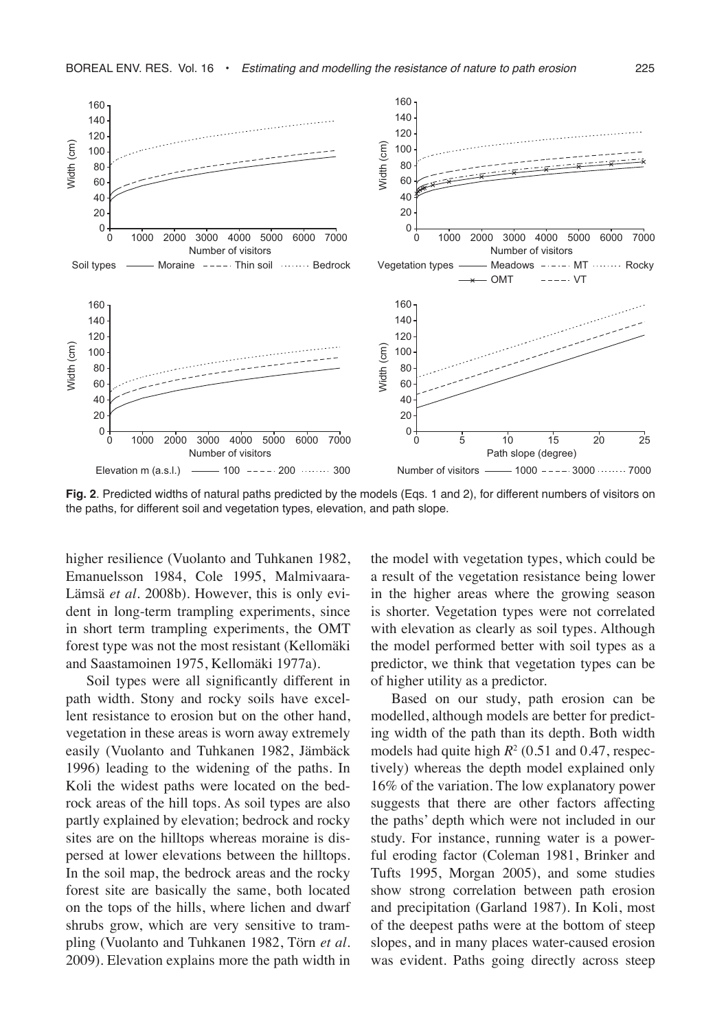**Fig. 2**. Predicted widths of natural paths predicted by the models (Eqs. 1 and 2), for different numbers of visitors on the paths, for different soil and vegetation types, elevation, and path slope.

higher resilience (Vuolanto and Tuhkanen 1982, Emanuelsson 1984, Cole 1995, Malmivaara-Lämsä *et al*. 2008b). However, this is only evident in long-term trampling experiments, since in short term trampling experiments, the OMT forest type was not the most resistant (Kellomäki and Saastamoinen 1975, Kellomäki 1977a).

Soil types were all significantly different in path width. Stony and rocky soils have excellent resistance to erosion but on the other hand, vegetation in these areas is worn away extremely easily (Vuolanto and Tuhkanen 1982, Jämbäck 1996) leading to the widening of the paths. In Koli the widest paths were located on the bedrock areas of the hill tops. As soil types are also partly explained by elevation; bedrock and rocky sites are on the hilltops whereas moraine is dispersed at lower elevations between the hilltops. In the soil map, the bedrock areas and the rocky forest site are basically the same, both located on the tops of the hills, where lichen and dwarf shrubs grow, which are very sensitive to trampling (Vuolanto and Tuhkanen 1982, Törn *et al*. 2009). Elevation explains more the path width in the model with vegetation types, which could be a result of the vegetation resistance being lower in the higher areas where the growing season is shorter. Vegetation types were not correlated with elevation as clearly as soil types. Although the model performed better with soil types as a predictor, we think that vegetation types can be of higher utility as a predictor.

Based on our study, path erosion can be modelled, although models are better for predicting width of the path than its depth. Both width models had quite high $R^2$ (0.51 and 0.47, respectively) whereas the depth model explained only 16% of the variation. The low explanatory power suggests that there are other factors affecting the paths' depth which were not included in our study. For instance, running water is a powerful eroding factor (Coleman 1981, Brinker and Tufts 1995, Morgan 2005), and some studies show strong correlation between path erosion and precipitation (Garland 1987). In Koli, most of the deepest paths were at the bottom of steep slopes, and in many places water-caused erosion was evident. Paths going directly across steep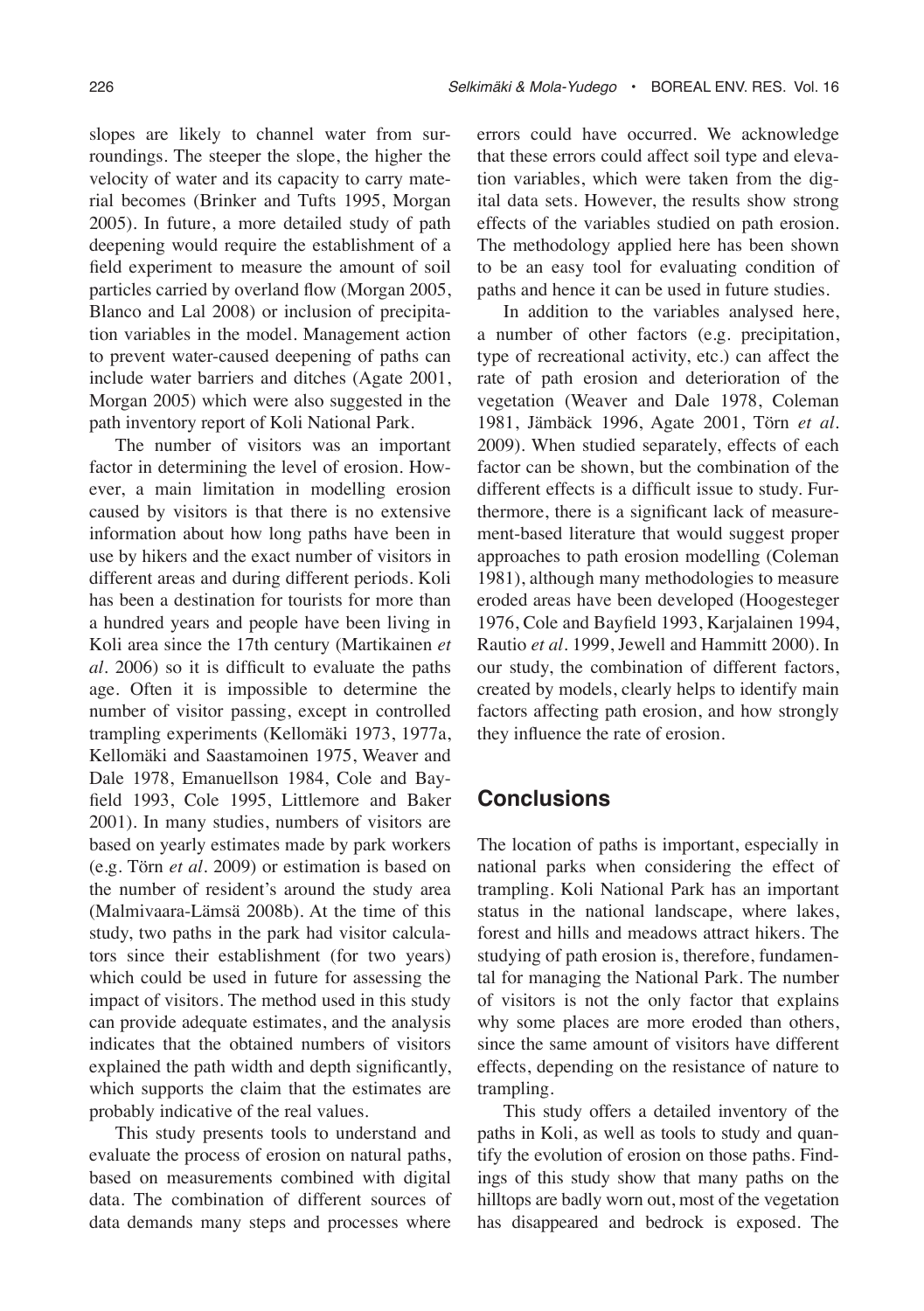slopes are likely to channel water from surroundings. The steeper the slope, the higher the velocity of water and its capacity to carry material becomes (Brinker and Tufts 1995, Morgan 2005). In future, a more detailed study of path deepening would require the establishment of a field experiment to measure the amount of soil particles carried by overland flow (Morgan 2005, Blanco and Lal 2008) or inclusion of precipitation variables in the model. Management action to prevent water-caused deepening of paths can include water barriers and ditches (Agate 2001, Morgan 2005) which were also suggested in the path inventory report of Koli National Park.

The number of visitors was an important factor in determining the level of erosion. However, a main limitation in modelling erosion caused by visitors is that there is no extensive information about how long paths have been in use by hikers and the exact number of visitors in different areas and during different periods. Koli has been a destination for tourists for more than a hundred years and people have been living in Koli area since the 17th century (Martikainen *et al.* 2006) so it is difficult to evaluate the paths age. Often it is impossible to determine the number of visitor passing, except in controlled trampling experiments (Kellomäki 1973, 1977a, Kellomäki and Saastamoinen 1975, Weaver and Dale 1978, Emanuellson 1984, Cole and Bayfield 1993, Cole 1995, Littlemore and Baker 2001). In many studies, numbers of visitors are based on yearly estimates made by park workers (e.g. Törn *et al.* 2009) or estimation is based on the number of resident's around the study area (Malmivaara-Lämsä 2008b). At the time of this study, two paths in the park had visitor calculators since their establishment (for two years) which could be used in future for assessing the impact of visitors. The method used in this study can provide adequate estimates, and the analysis indicates that the obtained numbers of visitors explained the path width and depth significantly, which supports the claim that the estimates are probably indicative of the real values.

This study presents tools to understand and evaluate the process of erosion on natural paths, based on measurements combined with digital data. The combination of different sources of data demands many steps and processes where errors could have occurred. We acknowledge that these errors could affect soil type and elevation variables, which were taken from the digital data sets. However, the results show strong effects of the variables studied on path erosion. The methodology applied here has been shown to be an easy tool for evaluating condition of paths and hence it can be used in future studies.

In addition to the variables analysed here, a number of other factors (e.g. precipitation, type of recreational activity, etc.) can affect the rate of path erosion and deterioration of the vegetation (Weaver and Dale 1978, Coleman 1981, Jämbäck 1996, Agate 2001, Törn *et al.* 2009). When studied separately, effects of each factor can be shown, but the combination of the different effects is a difficult issue to study. Furthermore, there is a significant lack of measurement-based literature that would suggest proper approaches to path erosion modelling (Coleman 1981), although many methodologies to measure eroded areas have been developed (Hoogesteger 1976, Cole and Bayfield 1993, Karjalainen 1994, Rautio *et al.* 1999, Jewell and Hammitt 2000). In our study, the combination of different factors, created by models, clearly helps to identify main factors affecting path erosion, and how strongly they influence the rate of erosion.

## Conclusions

The location of paths is important, especially in national parks when considering the effect of trampling. Koli National Park has an important status in the national landscape, where lakes, forest and hills and meadows attract hikers. The studying of path erosion is, therefore, fundamental for managing the National Park. The number of visitors is not the only factor that explains why some places are more eroded than others, since the same amount of visitors have different effects, depending on the resistance of nature to trampling.

This study offers a detailed inventory of the paths in Koli, as well as tools to study and quantify the evolution of erosion on those paths. Findings of this study show that many paths on the hilltops are badly worn out, most of the vegetation has disappeared and bedrock is exposed. The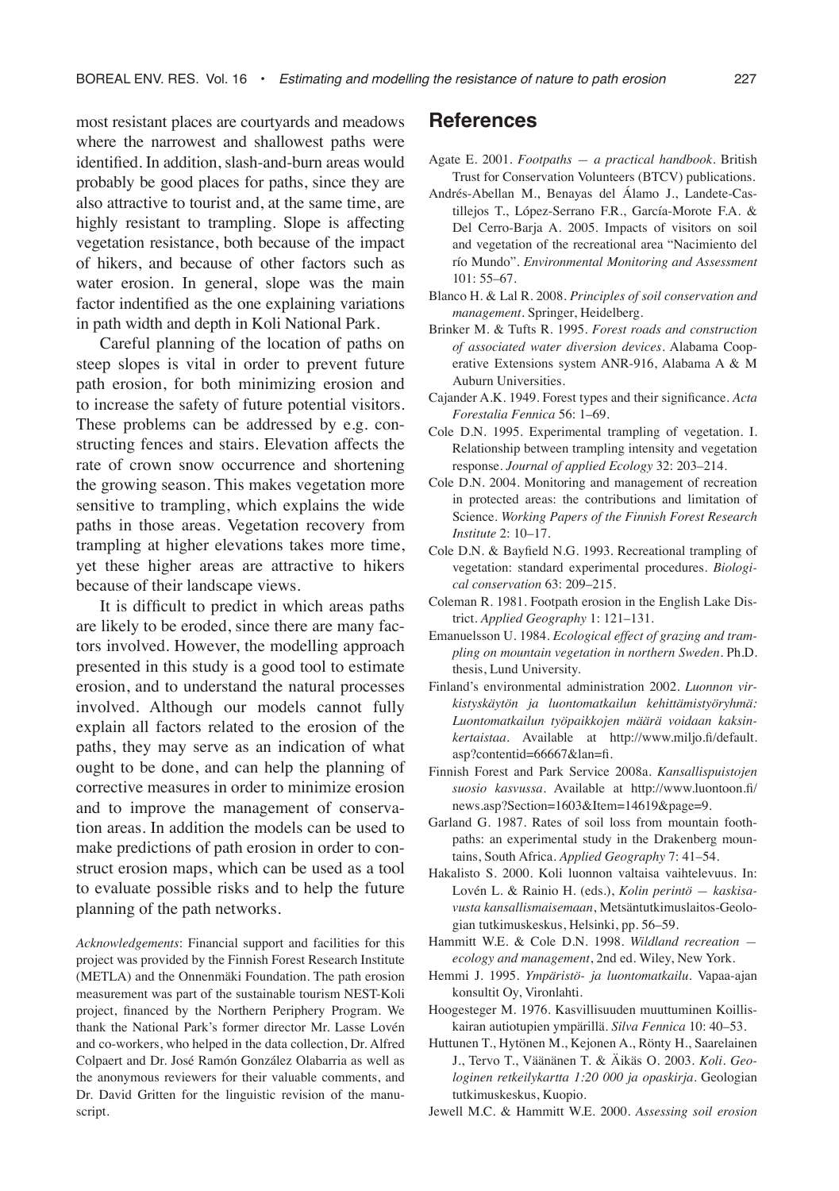most resistant places are courtyards and meadows where the narrowest and shallowest paths were identified. In addition, slash-and-burn areas would probably be good places for paths, since they are also attractive to tourist and, at the same time, are highly resistant to trampling. Slope is affecting vegetation resistance, both because of the impact of hikers, and because of other factors such as water erosion. In general, slope was the main factor indentified as the one explaining variations in path width and depth in Koli National Park.

Careful planning of the location of paths on steep slopes is vital in order to prevent future path erosion, for both minimizing erosion and to increase the safety of future potential visitors. These problems can be addressed by e.g. constructing fences and stairs. Elevation affects the rate of crown snow occurrence and shortening the growing season. This makes vegetation more sensitive to trampling, which explains the wide paths in those areas. Vegetation recovery from trampling at higher elevations takes more time, yet these higher areas are attractive to hikers because of their landscape views.

It is difficult to predict in which areas paths are likely to be eroded, since there are many factors involved. However, the modelling approach presented in this study is a good tool to estimate erosion, and to understand the natural processes involved. Although our models cannot fully explain all factors related to the erosion of the paths, they may serve as an indication of what ought to be done, and can help the planning of corrective measures in order to minimize erosion and to improve the management of conservation areas. In addition the models can be used to make predictions of path erosion in order to construct erosion maps, which can be used as a tool to evaluate possible risks and to help the future planning of the path networks.

*Acknowledgements*: Financial support and facilities for this project was provided by the Finnish Forest Research Institute (METLA) and the Onnenmäki Foundation. The path erosion measurement was part of the sustainable tourism NEST-Koli project, financed by the Northern Periphery Program. We thank the National Park's former director Mr. Lasse Lovén and co-workers, who helped in the data collection, Dr. Alfred Colpaert and Dr. José Ramón González Olabarria as well as the anonymous reviewers for their valuable comments, and Dr. David Gritten for the linguistic revision of the manuscript.

## References

Agate E. 2001. *Footpaths — a practical handbook*. British Trust for Conservation Volunteers (BTCV) publications.

Andrés-Abellan M., Benayas del Álamo J., Landete-Castillejos T., López-Serrano F.R., García-Morote F.A. & Del Cerro-Barja A. 2005. Impacts of visitors on soil and vegetation of the recreational area "Nacimiento del río Mundo". *Environmental Monitoring and Assessment* 101: 55–67.

Blanco H. & Lal R. 2008. *Principles of soil conservation and management*. Springer, Heidelberg.

Brinker M. & Tufts R. 1995. *Forest roads and construction of associated water diversion devices*. Alabama Cooperative Extensions system ANR-916, Alabama A & M Auburn Universities.

Cajander A.K. 1949. Forest types and their significance. *Acta Forestalia Fennica* 56: 1–69.

Cole D.N. 1995. Experimental trampling of vegetation. I. Relationship between trampling intensity and vegetation response. *Journal of applied Ecology* 32: 203–214.

Cole D.N. 2004. Monitoring and management of recreation in protected areas: the contributions and limitation of Science. *Working Papers of the Finnish Forest Research Institute* 2: 10–17.

Cole D.N. & Bayfield N.G. 1993. Recreational trampling of vegetation: standard experimental procedures. *Biological conservation* 63: 209–215.

Coleman R. 1981. Footpath erosion in the English Lake District. *Applied Geography* 1: 121–131.

Emanuelsson U. 1984. *Ecological effect of grazing and trampling on mountain vegetation in northern Sweden*. Ph.D. thesis, Lund University.

Finland's environmental administration 2002. *Luonnon virkistyskäytön ja luontomatkailun kehittämistyöryhmä: Luontomatkailun työpaikkojen määrä voidaan kaksinkertaistaa*. Available at http://www.miljo.fi/default.asp?contentid=66667&lan=fi.

Finnish Forest and Park Service 2008a. *Kansallispuistojen suosio kasvussa*. Available at http://www.luontoon.fi/news.asp?Section=1603&Item=14619&page=9.

Garland G. 1987. Rates of soil loss from mountain footpaths: an experimental study in the Drakenberg mountains, South Africa. *Applied Geography* 7: 41–54.

Hakalisto S. 2000. Koli luonnon valtaisa vaihtelevuus. In: Lovén L. & Rainio H. (eds.), *Kolin perintö — kaskisavusta kansallismaisemaan*, Metsäntutkimuslaitos-Geologian tutkimuskeskus, Helsinki, pp. 56–59.

Hammitt W.E. & Cole D.N. 1998. *Wildland recreation — ecology and management*, 2nd ed. Wiley, New York.

Hemmi J. 1995. *Ympäristö- ja luontomatkailu*. Vapaa-ajan konsultit Oy, Vironlahti.

Hoogesteger M. 1976. Kasvillisuuden muuttuminen Koilliskairan autiotupien ympärillä. *Silva Fennica* 10: 40–53.

Huttunen T., Hytönen M., Kejonen A., Rönty H., Saarelainen J., Tervo T., Väänänen T. & Äikäs O. 2003. *Koli. Geologinen retkeilykartta 1:20 000 ja opaskirja*. Geologian tutkimuskeskus, Kuopio.

Jewell M.C. & Hammitt W.E. 2000. *Assessing soil erosion*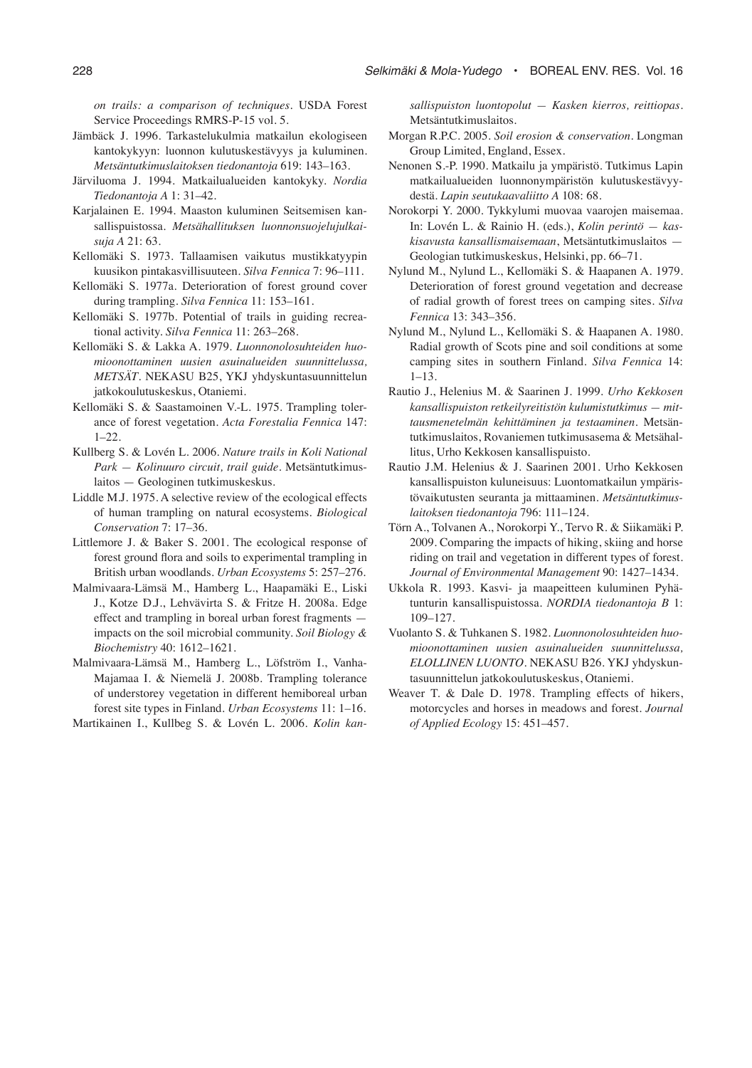*on trails: a comparison of techniques*. USDA Forest Service Proceedings RMRS-P-15 vol. 5.

Jämbäck J. 1996. Tarkastelukulmia matkailun ekologiseen kantokykyyn: luonnon kulutuskestävyys ja kuluminen. *Metsäntutkimuslaitoksen tiedonantoja* 619: 143–163.

Järviluoma J. 1994. Matkailualueiden kantokyky. *Nordia Tiedonantoja A* 1: 31–42.

Karjalainen E. 1994. Maaston kuluminen Seitsemisen kansallispuistossa. *Metsähallituksen luonnonsuojelujulkaisuja A* 21: 63.

Kellomäki S. 1973. Tallaamisen vaikutus mustikkatyypin kuusikon pintakasvillisuuteen. *Silva Fennica* 7: 96–111.

Kellomäki S. 1977a. Deterioration of forest ground cover during trampling. *Silva Fennica* 11: 153–161.

Kellomäki S. 1977b. Potential of trails in guiding recreational activity. *Silva Fennica* 11: 263–268.

Kellomäki S. & Lakka A. 1979. *Luonnonolosuhteiden huomioonottaminen uusien asuinalueiden suunnittelussa, METSÄT*. NEKASU B25, YKJ yhdyskuntasuunnittelun jatkokoulutuskeskus, Otaniemi.

Kellomäki S. & Saastamoinen V.-L. 1975. Trampling tolerance of forest vegetation. *Acta Forestalia Fennica* 147: 1–22.

Kullberg S. & Lovén L. 2006. *Nature trails in Koli National Park — Kolinuuro circuit, trail guide*. Metsäntutkimuslaitos — Geologinen tutkimuskeskus.

Liddle M.J. 1975. A selective review of the ecological effects of human trampling on natural ecosystems. *Biological Conservation* 7: 17–36.

Littlemore J. & Baker S. 2001. The ecological response of forest ground flora and soils to experimental trampling in British urban woodlands. *Urban Ecosystems* 5: 257–276.

Malmivaara-Lämsä M., Hamberg L., Haapamäki E., Liski J., Kotze D.J., Lehvävirta S. & Fritze H. 2008a. Edge effect and trampling in boreal urban forest fragments — impacts on the soil microbial community. *Soil Biology & Biochemistry* 40: 1612–1621.

Malmivaara-Lämsä M., Hamberg L., Löfström I., Vanha-Majamaa I. & Niemelä J. 2008b. Trampling tolerance of understorey vegetation in different hemiboreal urban forest site types in Finland. *Urban Ecosystems* 11: 1–16.

Martikainen I., Kullbeg S. & Lovén L. 2006. *Kolin kansallispuiston luontopolut — Kasken kierros, reittiopas*. Metsäntutkimuslaitos.

Morgan R.P.C. 2005. *Soil erosion & conservation*. Longman Group Limited, England, Essex.

Nenonen S.-P. 1990. Matkailu ja ympäristö. Tutkimus Lapin matkailualueiden luonnonympäristön kulutuskestävyydestä. *Lapin seutukaavaliitto A* 108: 68.

Norokorpi Y. 2000. Tykkylumi muovaa vaarojen maisemaa. In: Lovén L. & Rainio H. (eds.), *Kolin perintö — kaskisavusta kansallismaisemaan*, Metsäntutkimuslaitos — Geologian tutkimuskeskus, Helsinki, pp. 66–71.

Nylund M., Nylund L., Kellomäki S. & Haapanen A. 1979. Deterioration of forest ground vegetation and decrease of radial growth of forest trees on camping sites. *Silva Fennica* 13: 343–356.

Nylund M., Nylund L., Kellomäki S. & Haapanen A. 1980. Radial growth of Scots pine and soil conditions at some camping sites in southern Finland. *Silva Fennica* 14: 1–13.

Rautio J., Helenius M. & Saarinen J. 1999. *Urho Kekkosen kansallispuiston retkeilyreitistön kulumistutkimus — mittausmenetelmän kehittäminen ja testaaminen*. Metsäntutkimuslaitos, Rovaniemen tutkimusasema & Metsähallitus, Urho Kekkosen kansallispuisto.

Rautio J.M. Helenius M. & J. Saarinen 2001. Urho Kekkosen kansallispuiston kuluneisuus: Luontomatkailun ympäristövaikutusten seuranta ja mittaaminen. *Metsäntutkimuslaitoksen tiedonantoja* 796: 111–124.

Törn A., Tolvanen A., Norokorpi Y., Tervo R. & Siikamäki P. 2009. Comparing the impacts of hiking, skiing and horse riding on trail and vegetation in different types of forest. *Journal of Environmental Management* 90: 1427–1434.

Ukkola R. 1993. Kasvi- ja maapeitteen kuluminen Pyhätunturin kansallispuistossa. *NORDIA tiedonantoja B* 1: 109–127.

Vuolanto S. & Tuhkanen S. 1982. *Luonnonolosuhteiden huomioonottaminen uusien asuinalueiden suunnittelussa, ELOLLINEN LUONTO*. NEKASU B26. YKJ yhdyskuntasuunnittelun jatkokoulutuskeskus, Otaniemi.

Weaver T. & Dale D. 1978. Trampling effects of hikers, motorcycles and horses in meadows and forest. *Journal of Applied Ecology* 15: 451–457.